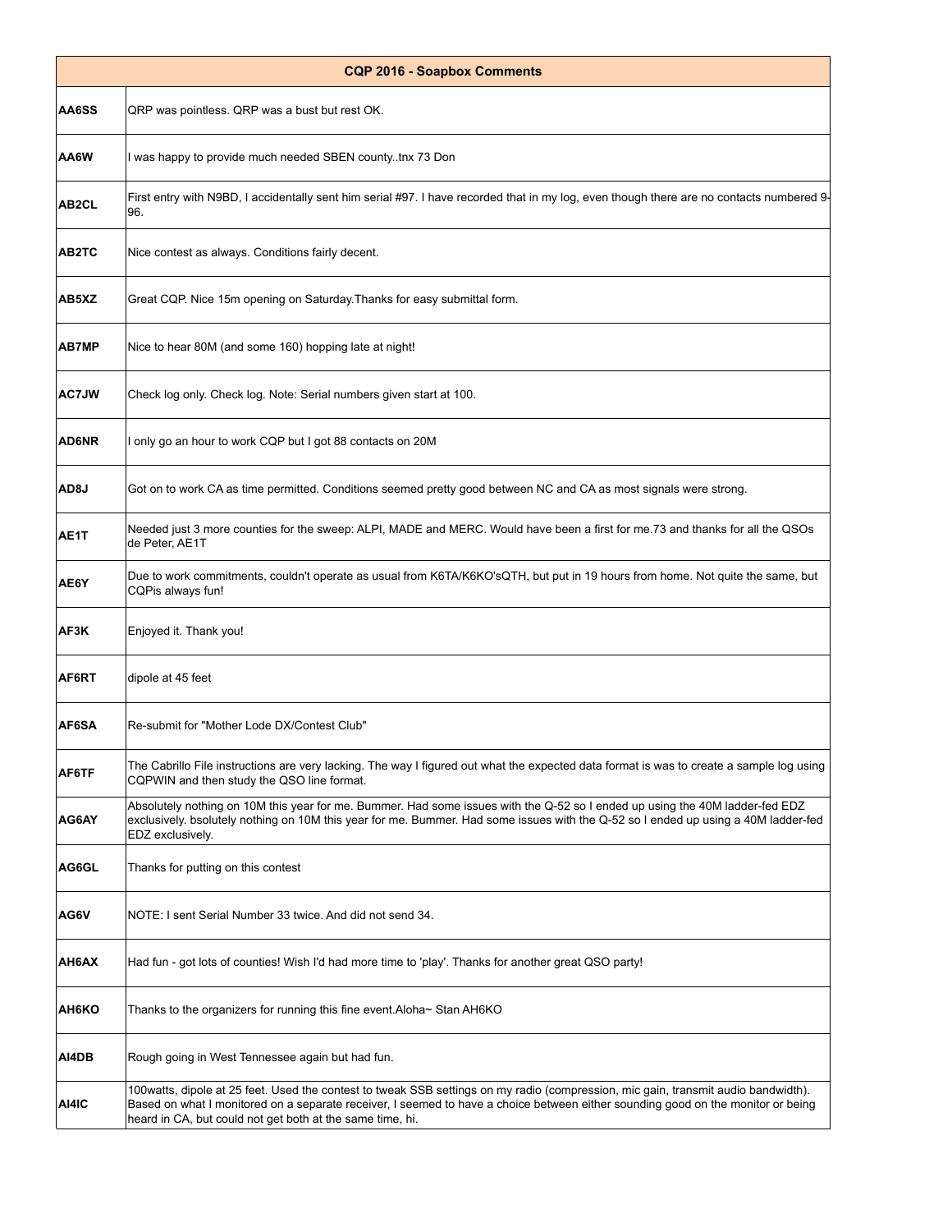| CQP 2016 - Soapbox Comments | |
|---|---|
| AA6SS | QRP was pointless. QRP was a bust but rest OK. |
| AA6W | I was happy to provide much needed SBEN county..tnx 73 Don |
| AB2CL | First entry with N9BD, I accidentally sent him serial #97. I have recorded that in my log, even though there are no contacts numbered 9-96. |
| AB2TC | Nice contest as always. Conditions fairly decent. |
| AB5XZ | Great CQP. Nice 15m opening on Saturday.Thanks for easy submittal form. |
| AB7MP | Nice to hear 80M (and some 160) hopping late at night! |
| AC7JW | Check log only. Check log. Note: Serial numbers given start at 100. |
| AD6NR | I only go an hour to work CQP but I got 88 contacts on 20M |
| AD8J | Got on to work CA as time permitted. Conditions seemed pretty good between NC and CA as most signals were strong. |
| AE1T | Needed just 3 more counties for the sweep: ALPI, MADE and MERC. Would have been a first for me.73 and thanks for all the QSOs de Peter, AE1T |
| AE6Y | Due to work commitments, couldn't operate as usual from K6TA/K6KO'sQTH, but put in 19 hours from home. Not quite the same, but CQPis always fun! |
| AF3K | Enjoyed it. Thank you! |
| AF6RT | dipole at 45 feet |
| AF6SA | Re-submit for "Mother Lode DX/Contest Club" |
| AF6TF | The Cabrillo File instructions are very lacking. The way I figured out what the expected data format is was to create a sample log using CQPWIN and then study the QSO line format. |
| AG6AY | Absolutely nothing on 10M this year for me. Bummer. Had some issues with the Q-52 so I ended up using the 40M ladder-fed EDZ exclusively. bsolutely nothing on 10M this year for me. Bummer. Had some issues with the Q-52 so I ended up using a 40M ladder-fed EDZ exclusively. |
| AG6GL | Thanks for putting on this contest |
| AG6V | NOTE: I sent Serial Number 33 twice. And did not send 34. |
| AH6AX | Had fun - got lots of counties! Wish I'd had more time to 'play'. Thanks for another great QSO party! |
| AH6KO | Thanks to the organizers for running this fine event.Aloha~ Stan AH6KO |
| AI4DB | Rough going in West Tennessee again but had fun. |
| AI4IC | 100watts, dipole at 25 feet. Used the contest to tweak SSB settings on my radio (compression, mic gain, transmit audio bandwidth). Based on what I monitored on a separate receiver, I seemed to have a choice between either sounding good on the monitor or being heard in CA, but could not get both at the same time, hi. |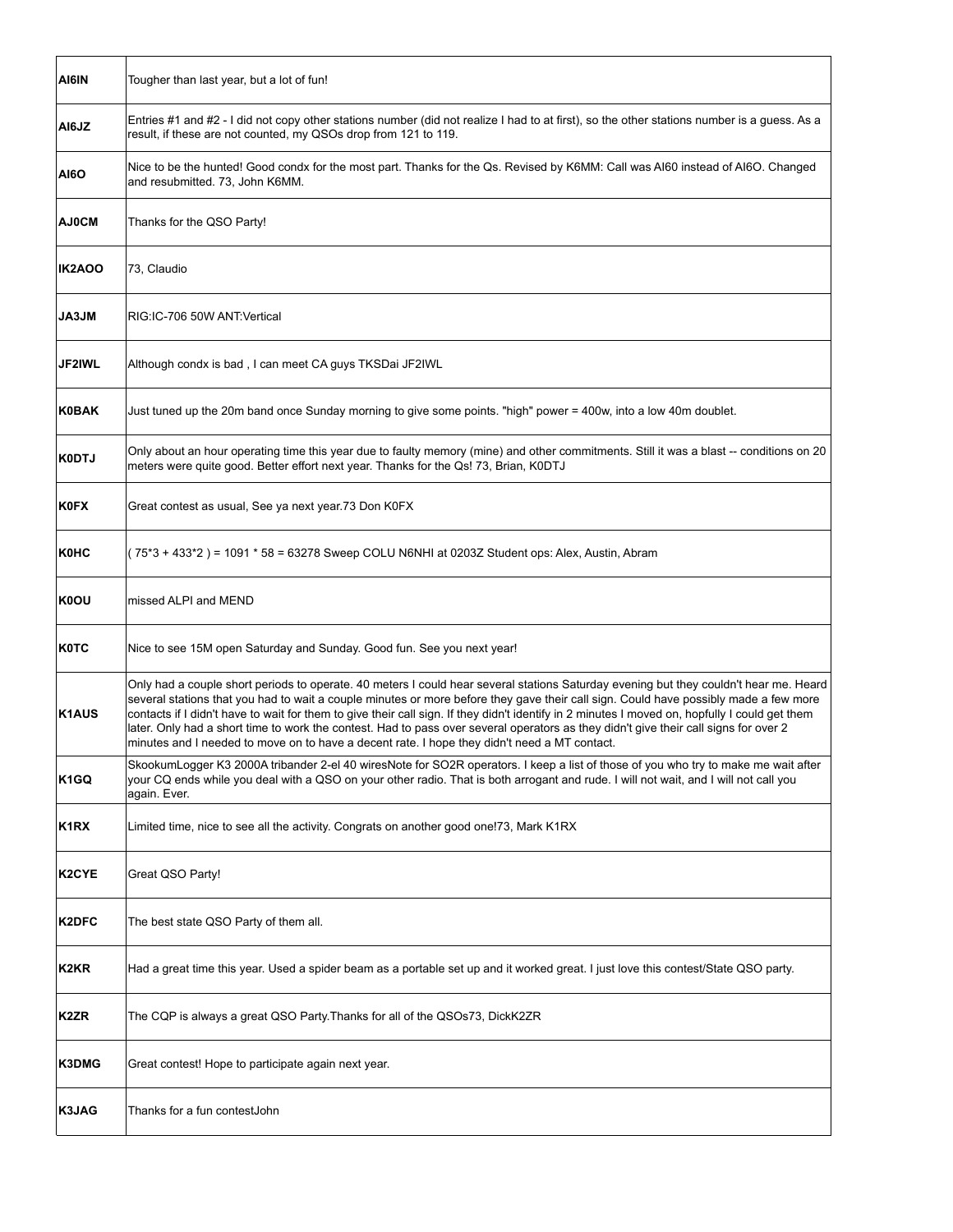| | |
|---|---|
| **AI6IN** | Tougher than last year, but a lot of fun! |
| **AI6JZ** | Entries #1 and #2 - I did not copy other stations number (did not realize I had to at first), so the other stations number is a guess. As a result, if these are not counted, my QSOs drop from 121 to 119. |
| **AI6O** | Nice to be the hunted! Good condx for the most part. Thanks for the Qs. Revised by K6MM: Call was AI60 instead of AI6O. Changed and resubmitted. 73, John K6MM. |
| **AJ0CM** | Thanks for the QSO Party! |
| **IK2AOO** | 73, Claudio |
| **JA3JM** | RIG:IC-706 50W ANT:Vertical |
| **JF2IWL** | Although condx is bad , I can meet CA guys TKSDai JF2IWL |
| **K0BAK** | Just tuned up the 20m band once Sunday morning to give some points. "high" power = 400w, into a low 40m doublet. |
| **K0DTJ** | Only about an hour operating time this year due to faulty memory (mine) and other commitments. Still it was a blast -- conditions on 20 meters were quite good. Better effort next year. Thanks for the Qs! 73, Brian, K0DTJ |
| **K0FX** | Great contest as usual, See ya next year.73 Don K0FX |
| **K0HC** | ( 75*3 + 433*2 ) = 1091 * 58 = 63278 Sweep COLU N6NHI at 0203Z Student ops: Alex, Austin, Abram |
| **K0OU** | missed ALPI and MEND |
| **K0TC** | Nice to see 15M open Saturday and Sunday. Good fun. See you next year! |
| **K1AUS** | Only had a couple short periods to operate. 40 meters I could hear several stations Saturday evening but they couldn't hear me. Heard several stations that you had to wait a couple minutes or more before they gave their call sign. Could have possibly made a few more contacts if I didn't have to wait for them to give their call sign. If they didn't identify in 2 minutes I moved on, hopfully I could get them later. Only had a short time to work the contest. Had to pass over several operators as they didn't give their call signs for over 2 minutes and I needed to move on to have a decent rate. I hope they didn't need a MT contact. |
| **K1GQ** | SkookumLogger K3 2000A tribander 2-el 40 wiresNote for SO2R operators. I keep a list of those of you who try to make me wait after your CQ ends while you deal with a QSO on your other radio. That is both arrogant and rude. I will not wait, and I will not call you again. Ever. |
| **K1RX** | Limited time, nice to see all the activity. Congrats on another good one!73, Mark K1RX |
| **K2CYE** | Great QSO Party! |
| **K2DFC** | The best state QSO Party of them all. |
| **K2KR** | Had a great time this year. Used a spider beam as a portable set up and it worked great. I just love this contest/State QSO party. |
| **K2ZR** | The CQP is always a great QSO Party.Thanks for all of the QSOs73, DickK2ZR |
| **K3DMG** | Great contest! Hope to participate again next year. |
| **K3JAG** | Thanks for a fun contestJohn |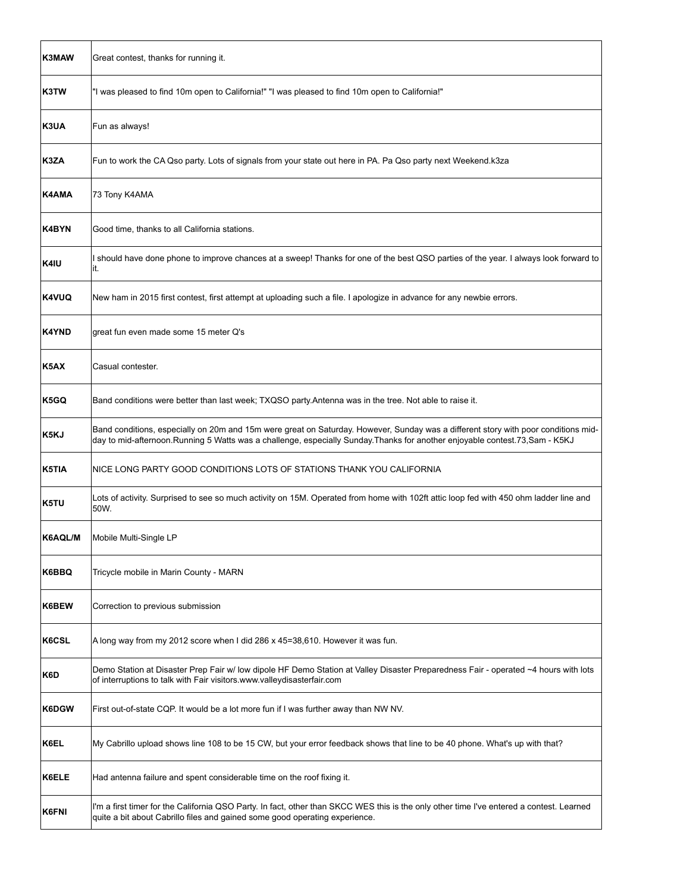| | |
|---|---|
| **K3MAW** | Great contest, thanks for running it. |
| **K3TW** | "I was pleased to find 10m open to California!" "I was pleased to find 10m open to California!" |
| **K3UA** | Fun as always! |
| **K3ZA** | Fun to work the CA Qso party. Lots of signals from your state out here in PA. Pa Qso party next Weekend.k3za |
| **K4AMA** | 73 Tony K4AMA |
| **K4BYN** | Good time, thanks to all California stations. |
| **K4IU** | I should have done phone to improve chances at a sweep! Thanks for one of the best QSO parties of the year. I always look forward to it. |
| **K4VUQ** | New ham in 2015 first contest, first attempt at uploading such a file. I apologize in advance for any newbie errors. |
| **K4YND** | great fun even made some 15 meter Q's |
| **K5AX** | Casual contester. |
| **K5GQ** | Band conditions were better than last week; TXQSO party.Antenna was in the tree. Not able to raise it. |
| **K5KJ** | Band conditions, especially on 20m and 15m were great on Saturday. However, Sunday was a different story with poor conditions mid-day to mid-afternoon.Running 5 Watts was a challenge, especially Sunday.Thanks for another enjoyable contest.73,Sam - K5KJ |
| **K5TIA** | NICE LONG PARTY GOOD CONDITIONS LOTS OF STATIONS THANK YOU CALIFORNIA |
| **K5TU** | Lots of activity. Surprised to see so much activity on 15M. Operated from home with 102ft attic loop fed with 450 ohm ladder line and 50W. |
| **K6AQL/M** | Mobile Multi-Single LP |
| **K6BBQ** | Tricycle mobile in Marin County - MARN |
| **K6BEW** | Correction to previous submission |
| **K6CSL** | A long way from my 2012 score when I did 286 x 45=38,610. However it was fun. |
| **K6D** | Demo Station at Disaster Prep Fair w/ low dipole HF Demo Station at Valley Disaster Preparedness Fair - operated ~4 hours with lots of interruptions to talk with Fair visitors.www.valleydisasterfair.com |
| **K6DGW** | First out-of-state CQP. It would be a lot more fun if I was further away than NW NV. |
| **K6EL** | My Cabrillo upload shows line 108 to be 15 CW, but your error feedback shows that line to be 40 phone. What's up with that? |
| **K6ELE** | Had antenna failure and spent considerable time on the roof fixing it. |
| **K6FNI** | I'm a first timer for the California QSO Party. In fact, other than SKCC WES this is the only other time I've entered a contest. Learned quite a bit about Cabrillo files and gained some good operating experience. |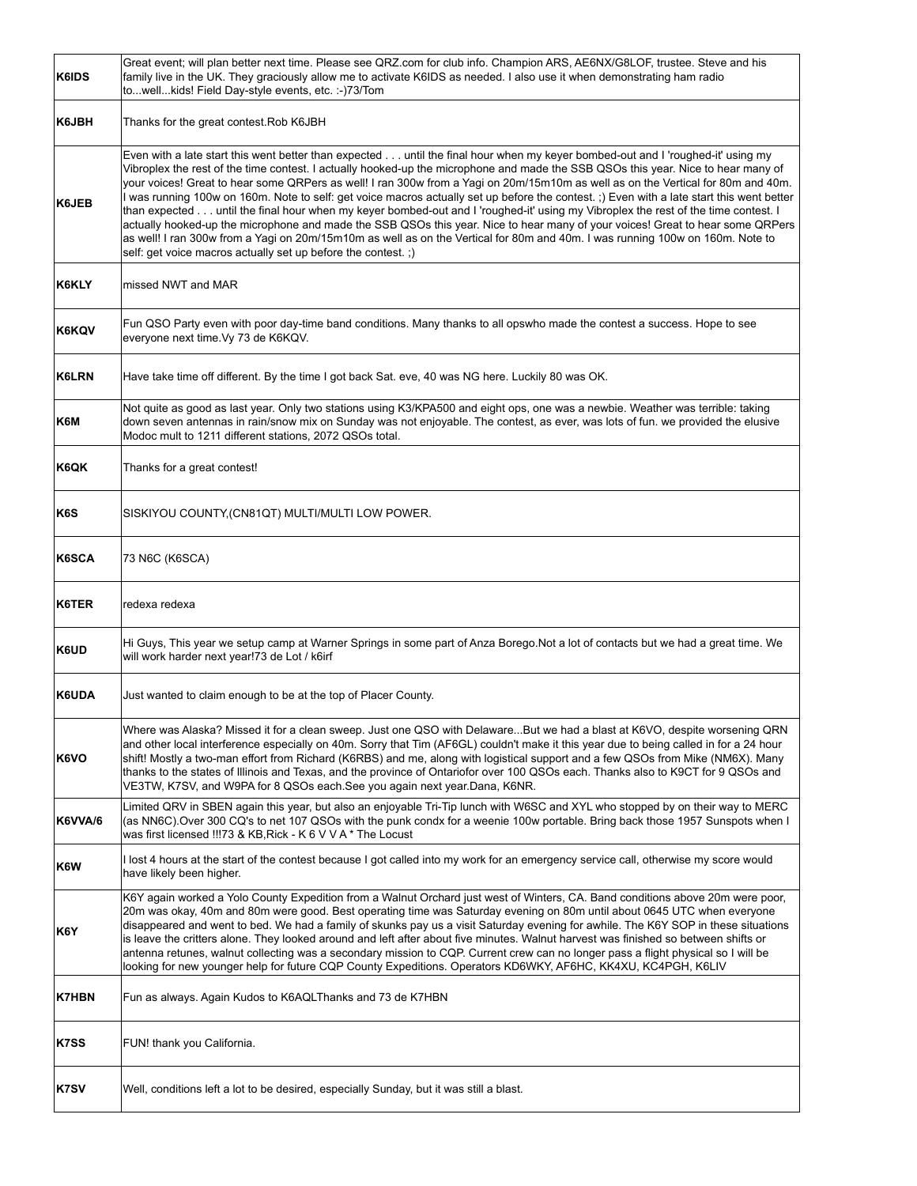| | |
|---|---|
| **K6IDS** | Great event; will plan better next time. Please see QRZ.com for club info. Champion ARS, AE6NX/G8LOF, trustee. Steve and his family live in the UK. They graciously allow me to activate K6IDS as needed. I also use it when demonstrating ham radio to...well...kids! Field Day-style events, etc. :-)73/Tom |
| **K6JBH** | Thanks for the great contest.Rob K6JBH |
| **K6JEB** | Even with a late start this went better than expected . . . until the final hour when my keyer bombed-out and I 'roughed-it' using my Vibroplex the rest of the time contest. I actually hooked-up the microphone and made the SSB QSOs this year. Nice to hear many of your voices! Great to hear some QRPers as well! I ran 300w from a Yagi on 20m/15m10m as well as on the Vertical for 80m and 40m. I was running 100w on 160m. Note to self: get voice macros actually set up before the contest. ;) Even with a late start this went better than expected . . . until the final hour when my keyer bombed-out and I 'roughed-it' using my Vibroplex the rest of the time contest. I actually hooked-up the microphone and made the SSB QSOs this year. Nice to hear many of your voices! Great to hear some QRPers as well! I ran 300w from a Yagi on 20m/15m10m as well as on the Vertical for 80m and 40m. I was running 100w on 160m. Note to self: get voice macros actually set up before the contest. ;) |
| **K6KLY** | missed NWT and MAR |
| **K6KQV** | Fun QSO Party even with poor day-time band conditions. Many thanks to all opswho made the contest a success. Hope to see everyone next time.Vy 73 de K6KQV. |
| **K6LRN** | Have take time off different. By the time I got back Sat. eve, 40 was NG here. Luckily 80 was OK. |
| **K6M** | Not quite as good as last year. Only two stations using K3/KPA500 and eight ops, one was a newbie. Weather was terrible: taking down seven antennas in rain/snow mix on Sunday was not enjoyable. The contest, as ever, was lots of fun. we provided the elusive Modoc mult to 1211 different stations, 2072 QSOs total. |
| **K6QK** | Thanks for a great contest! |
| **K6S** | SISKIYOU COUNTY,(CN81QT) MULTI/MULTI LOW POWER. |
| **K6SCA** | 73 N6C (K6SCA) |
| **K6TER** | redexa redexa |
| **K6UD** | Hi Guys, This year we setup camp at Warner Springs in some part of Anza Borego.Not a lot of contacts but we had a great time. We will work harder next year!73 de Lot / k6irf |
| **K6UDA** | Just wanted to claim enough to be at the top of Placer County. |
| **K6VO** | Where was Alaska? Missed it for a clean sweep. Just one QSO with Delaware...But we had a blast at K6VO, despite worsening QRN and other local interference especially on 40m. Sorry that Tim (AF6GL) couldn't make it this year due to being called in for a 24 hour shift! Mostly a two-man effort from Richard (K6RBS) and me, along with logistical support and a few QSOs from Mike (NM6X). Many thanks to the states of Illinois and Texas, and the province of Ontariofor over 100 QSOs each. Thanks also to K9CT for 9 QSOs and VE3TW, K7SV, and W9PA for 8 QSOs each.See you again next year.Dana, K6NR. |
| **K6VVA/6** | Limited QRV in SBEN again this year, but also an enjoyable Tri-Tip lunch with W6SC and XYL who stopped by on their way to MERC (as NN6C).Over 300 CQ's to net 107 QSOs with the punk condx for a weenie 100w portable. Bring back those 1957 Sunspots when I was first licensed !!!73 & KB,Rick - K 6 V V A * The Locust |
| **K6W** | I lost 4 hours at the start of the contest because I got called into my work for an emergency service call, otherwise my score would have likely been higher. |
| **K6Y** | K6Y again worked a Yolo County Expedition from a Walnut Orchard just west of Winters, CA. Band conditions above 20m were poor, 20m was okay, 40m and 80m were good. Best operating time was Saturday evening on 80m until about 0645 UTC when everyone disappeared and went to bed. We had a family of skunks pay us a visit Saturday evening for awhile. The K6Y SOP in these situations is leave the critters alone. They looked around and left after about five minutes. Walnut harvest was finished so between shifts or antenna retunes, walnut collecting was a secondary mission to CQP. Current crew can no longer pass a flight physical so I will be looking for new younger help for future CQP County Expeditions. Operators KD6WKY, AF6HC, KK4XU, KC4PGH, K6LIV |
| **K7HBN** | Fun as always. Again Kudos to K6AQLThanks and 73 de K7HBN |
| **K7SS** | FUN! thank you California. |
| **K7SV** | Well, conditions left a lot to be desired, especially Sunday, but it was still a blast. |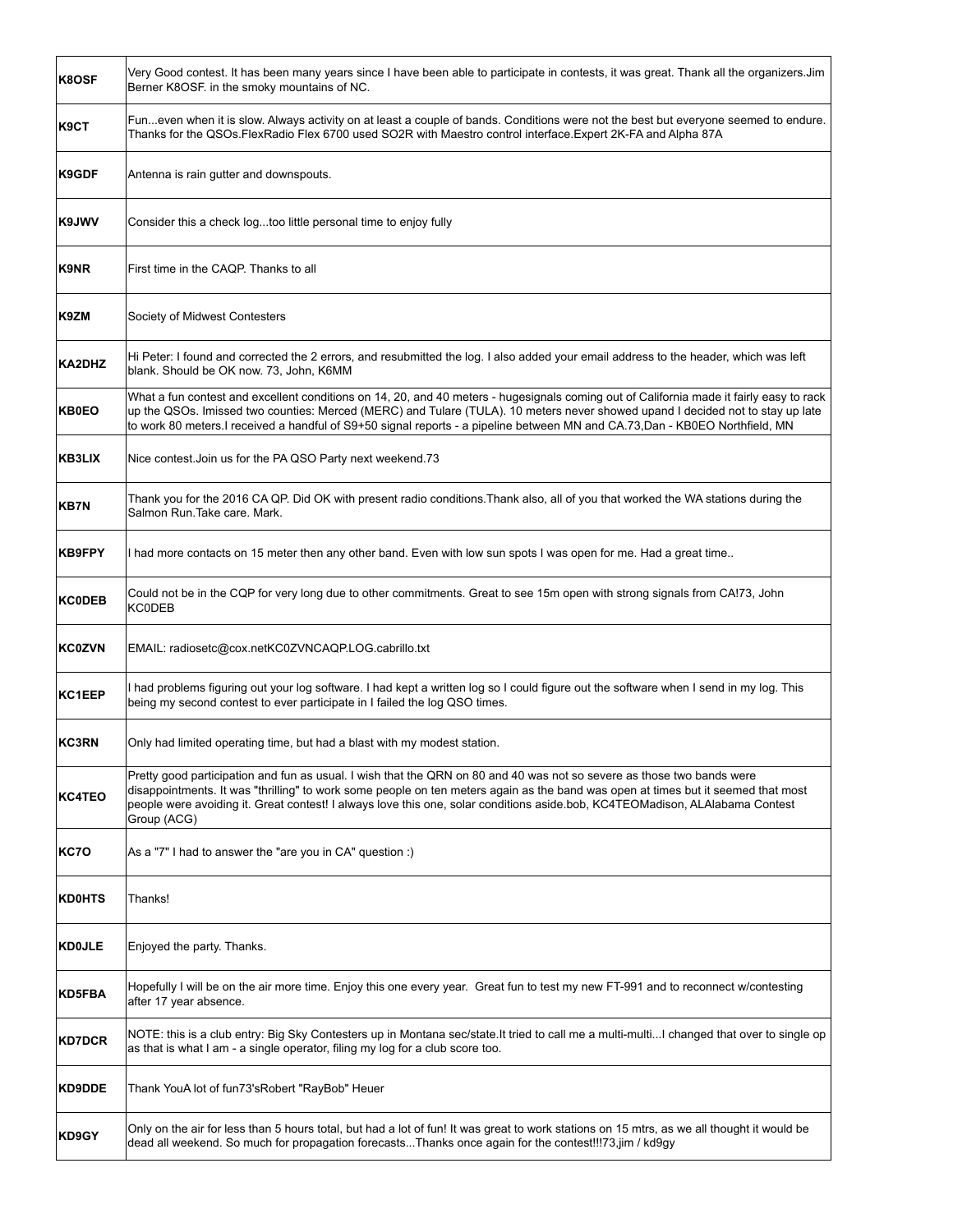| | |
|---|---|
| **K8OSF** | Very Good contest. It has been many years since I have been able to participate in contests, it was great. Thank all the organizers.Jim Berner K8OSF. in the smoky mountains of NC. |
| **K9CT** | Fun...even when it is slow. Always activity on at least a couple of bands. Conditions were not the best but everyone seemed to endure. Thanks for the QSOs.FlexRadio Flex 6700 used SO2R with Maestro control interface.Expert 2K-FA and Alpha 87A |
| **K9GDF** | Antenna is rain gutter and downspouts. |
| **K9JWV** | Consider this a check log...too little personal time to enjoy fully |
| **K9NR** | First time in the CAQP. Thanks to all |
| **K9ZM** | Society of Midwest Contesters |
| **KA2DHZ** | Hi Peter: I found and corrected the 2 errors, and resubmitted the log. I also added your email address to the header, which was left blank. Should be OK now. 73, John, K6MM |
| **KB0EO** | What a fun contest and excellent conditions on 14, 20, and 40 meters - hugesignals coming out of California made it fairly easy to rack up the QSOs. Imissed two counties: Merced (MERC) and Tulare (TULA). 10 meters never showed upand I decided not to stay up late to work 80 meters.I received a handful of S9+50 signal reports - a pipeline between MN and CA.73,Dan - KB0EO Northfield, MN |
| **KB3LIX** | Nice contest.Join us for the PA QSO Party next weekend.73 |
| **KB7N** | Thank you for the 2016 CA QP. Did OK with present radio conditions.Thank also, all of you that worked the WA stations during the Salmon Run.Take care. Mark. |
| **KB9FPY** | I had more contacts on 15 meter then any other band. Even with low sun spots I was open for me. Had a great time.. |
| **KC0DEB** | Could not be in the CQP for very long due to other commitments. Great to see 15m open with strong signals from CA!73, John KC0DEB |
| **KC0ZVN** | EMAIL: radiosetc@cox.netKC0ZVNCAQP.LOG.cabrillo.txt |
| **KC1EEP** | I had problems figuring out your log software. I had kept a written log so I could figure out the software when I send in my log. This being my second contest to ever participate in I failed the log QSO times. |
| **KC3RN** | Only had limited operating time, but had a blast with my modest station. |
| **KC4TEO** | Pretty good participation and fun as usual. I wish that the QRN on 80 and 40 was not so severe as those two bands were disappointments. It was "thrilling" to work some people on ten meters again as the band was open at times but it seemed that most people were avoiding it. Great contest! I always love this one, solar conditions aside.bob, KC4TEOMadison, ALAlabama Contest Group (ACG) |
| **KC7O** | As a "7" I had to answer the "are you in CA" question :) |
| **KD0HTS** | Thanks! |
| **KD0JLE** | Enjoyed the party. Thanks. |
| **KD5FBA** | Hopefully I will be on the air more time. Enjoy this one every year. Great fun to test my new FT-991 and to reconnect w/contesting after 17 year absence. |
| **KD7DCR** | NOTE: this is a club entry: Big Sky Contesters up in Montana sec/state.It tried to call me a multi-multi...I changed that over to single op as that is what I am - a single operator, filing my log for a club score too. |
| **KD9DDE** | Thank YouA lot of fun73'sRobert "RayBob" Heuer |
| **KD9GY** | Only on the air for less than 5 hours total, but had a lot of fun! It was great to work stations on 15 mtrs, as we all thought it would be dead all weekend. So much for propagation forecasts...Thanks once again for the contest!!!73,jim / kd9gy |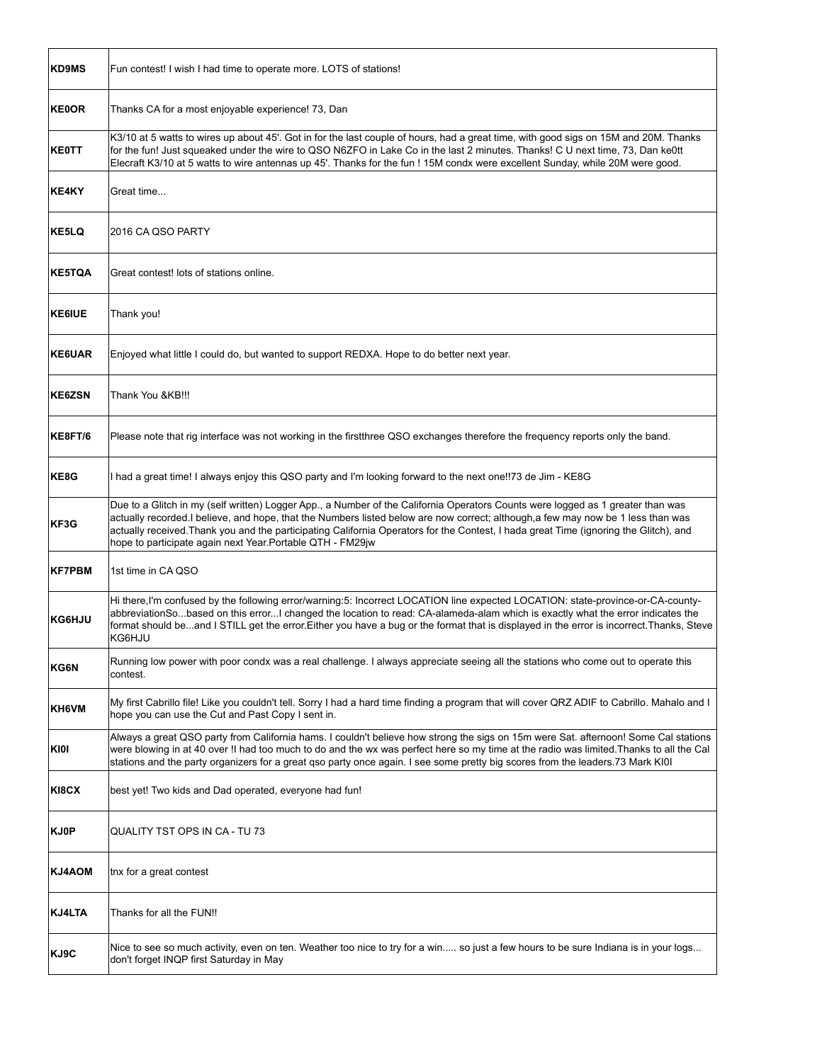| | |
|---|---|
| **KD9MS** | Fun contest! I wish I had time to operate more. LOTS of stations! |
| **KE0OR** | Thanks CA for a most enjoyable experience! 73, Dan |
| **KE0TT** | K3/10 at 5 watts to wires up about 45'. Got in for the last couple of hours, had a great time, with good sigs on 15M and 20M. Thanks for the fun! Just squeaked under the wire to QSO N6ZFO in Lake Co in the last 2 minutes. Thanks! C U next time, 73, Dan ke0tt Elecraft K3/10 at 5 watts to wire antennas up 45'. Thanks for the fun ! 15M condx were excellent Sunday, while 20M were good. |
| **KE4KY** | Great time... |
| **KE5LQ** | 2016 CA QSO PARTY |
| **KE5TQA** | Great contest! lots of stations online. |
| **KE6IUE** | Thank you! |
| **KE6UAR** | Enjoyed what little I could do, but wanted to support REDXA. Hope to do better next year. |
| **KE6ZSN** | Thank You &KB!!! |
| **KE8FT/6** | Please note that rig interface was not working in the firstthree QSO exchanges therefore the frequency reports only the band. |
| **KE8G** | I had a great time! I always enjoy this QSO party and I'm looking forward to the next one!!73 de Jim - KE8G |
| **KF3G** | Due to a Glitch in my (self written) Logger App., a Number of the California Operators Counts were logged as 1 greater than was actually recorded.I believe, and hope, that the Numbers listed below are now correct; although,a few may now be 1 less than was actually received.Thank you and the participating California Operators for the Contest, I hada great Time (ignoring the Glitch), and hope to participate again next Year.Portable QTH - FM29jw |
| **KF7PBM** | 1st time in CA QSO |
| **KG6HJU** | Hi there,I'm confused by the following error/warning:5: Incorrect LOCATION line expected LOCATION: state-province-or-CA-county-abbreviationSo...based on this error...I changed the location to read: CA-alameda-alam which is exactly what the error indicates the format should be...and I STILL get the error.Either you have a bug or the format that is displayed in the error is incorrect.Thanks, Steve KG6HJU |
| **KG6N** | Running low power with poor condx was a real challenge. I always appreciate seeing all the stations who come out to operate this contest. |
| **KH6VM** | My first Cabrillo file! Like you couldn't tell. Sorry I had a hard time finding a program that will cover QRZ ADIF to Cabrillo. Mahalo and I hope you can use the Cut and Past Copy I sent in. |
| **KI0I** | Always a great QSO party from California hams. I couldn't believe how strong the sigs on 15m were Sat. afternoon! Some Cal stations were blowing in at 40 over !I had too much to do and the wx was perfect here so my time at the radio was limited.Thanks to all the Cal stations and the party organizers for a great qso party once again. I see some pretty big scores from the leaders.73 Mark KI0I |
| **KI8CX** | best yet! Two kids and Dad operated, everyone had fun! |
| **KJ0P** | QUALITY TST OPS IN CA - TU 73 |
| **KJ4AOM** | tnx for a great contest |
| **KJ4LTA** | Thanks for all the FUN!! |
| **KJ9C** | Nice to see so much activity, even on ten. Weather too nice to try for a win..... so just a few hours to be sure Indiana is in your logs... don't forget INQP first Saturday in May |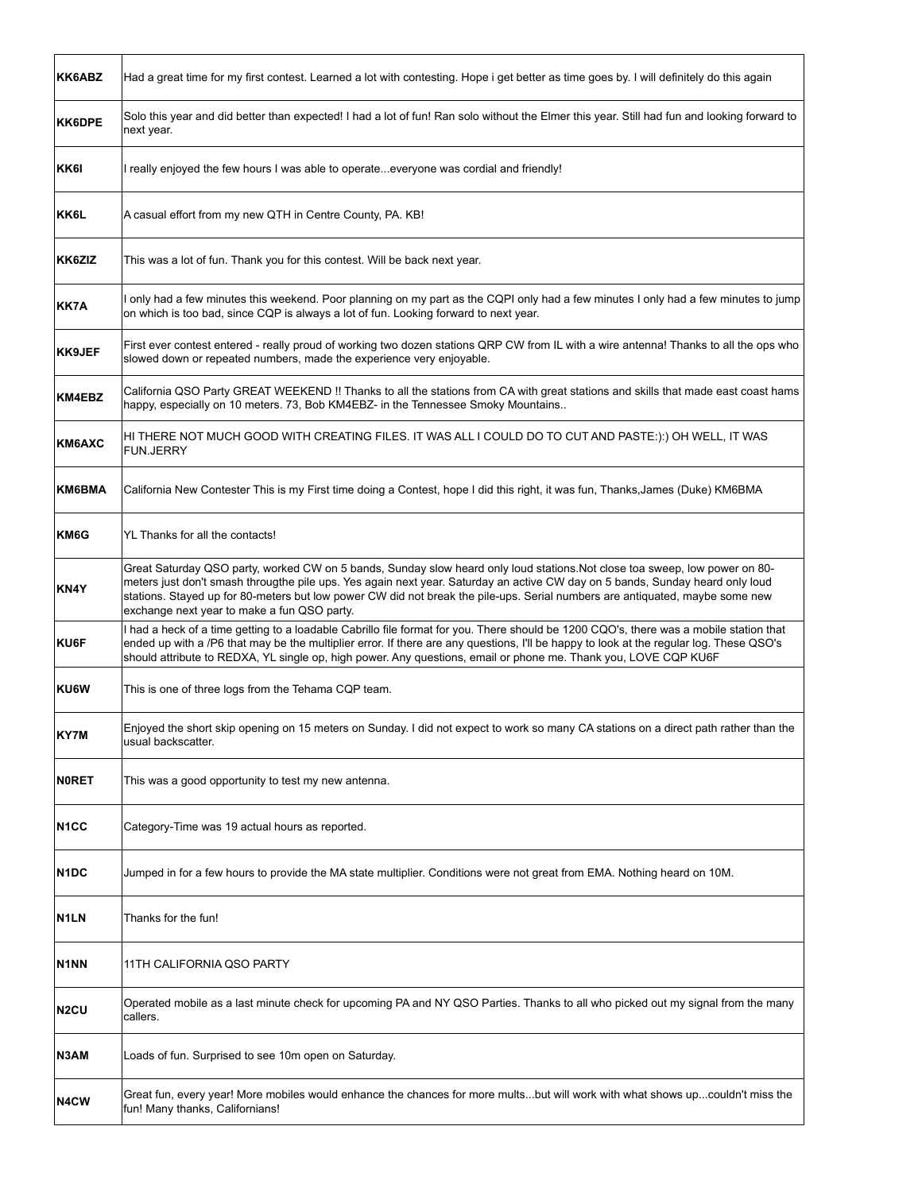| | |
|---|---|
| **KK6ABZ** | Had a great time for my first contest. Learned a lot with contesting. Hope i get better as time goes by. I will definitely do this again |
| **KK6DPE** | Solo this year and did better than expected! I had a lot of fun! Ran solo without the Elmer this year. Still had fun and looking forward to next year. |
| **KK6I** | I really enjoyed the few hours I was able to operate...everyone was cordial and friendly! |
| **KK6L** | A casual effort from my new QTH in Centre County, PA. KB! |
| **KK6ZIZ** | This was a lot of fun. Thank you for this contest. Will be back next year. |
| **KK7A** | I only had a few minutes this weekend. Poor planning on my part as the CQPI only had a few minutes I only had a few minutes to jump on which is too bad, since CQP is always a lot of fun. Looking forward to next year. |
| **KK9JEF** | First ever contest entered - really proud of working two dozen stations QRP CW from IL with a wire antenna! Thanks to all the ops who slowed down or repeated numbers, made the experience very enjoyable. |
| **KM4EBZ** | California QSO Party GREAT WEEKEND !! Thanks to all the stations from CA with great stations and skills that made east coast hams happy, especially on 10 meters. 73, Bob KM4EBZ- in the Tennessee Smoky Mountains.. |
| **KM6AXC** | HI THERE NOT MUCH GOOD WITH CREATING FILES. IT WAS ALL I COULD DO TO CUT AND PASTE:):) OH WELL, IT WAS FUN.JERRY |
| **KM6BMA** | California New Contester This is my First time doing a Contest, hope I did this right, it was fun, Thanks,James (Duke) KM6BMA |
| **KM6G** | YL Thanks for all the contacts! |
| **KN4Y** | Great Saturday QSO party, worked CW on 5 bands, Sunday slow heard only loud stations.Not close toa sweep, low power on 80-meters just don't smash througthe pile ups. Yes again next year. Saturday an active CW day on 5 bands, Sunday heard only loud stations. Stayed up for 80-meters but low power CW did not break the pile-ups. Serial numbers are antiquated, maybe some new exchange next year to make a fun QSO party. |
| **KU6F** | I had a heck of a time getting to a loadable Cabrillo file format for you. There should be 1200 CQO's, there was a mobile station that ended up with a /P6 that may be the multiplier error. If there are any questions, I'll be happy to look at the regular log. These QSO's should attribute to REDXA, YL single op, high power. Any questions, email or phone me. Thank you, LOVE CQP KU6F |
| **KU6W** | This is one of three logs from the Tehama CQP team. |
| **KY7M** | Enjoyed the short skip opening on 15 meters on Sunday. I did not expect to work so many CA stations on a direct path rather than the usual backscatter. |
| **N0RET** | This was a good opportunity to test my new antenna. |
| **N1CC** | Category-Time was 19 actual hours as reported. |
| **N1DC** | Jumped in for a few hours to provide the MA state multiplier. Conditions were not great from EMA. Nothing heard on 10M. |
| **N1LN** | Thanks for the fun! |
| **N1NN** | 11TH CALIFORNIA QSO PARTY |
| **N2CU** | Operated mobile as a last minute check for upcoming PA and NY QSO Parties. Thanks to all who picked out my signal from the many callers. |
| **N3AM** | Loads of fun. Surprised to see 10m open on Saturday. |
| **N4CW** | Great fun, every year! More mobiles would enhance the chances for more mults...but will work with what shows up...couldn't miss the fun! Many thanks, Californians! |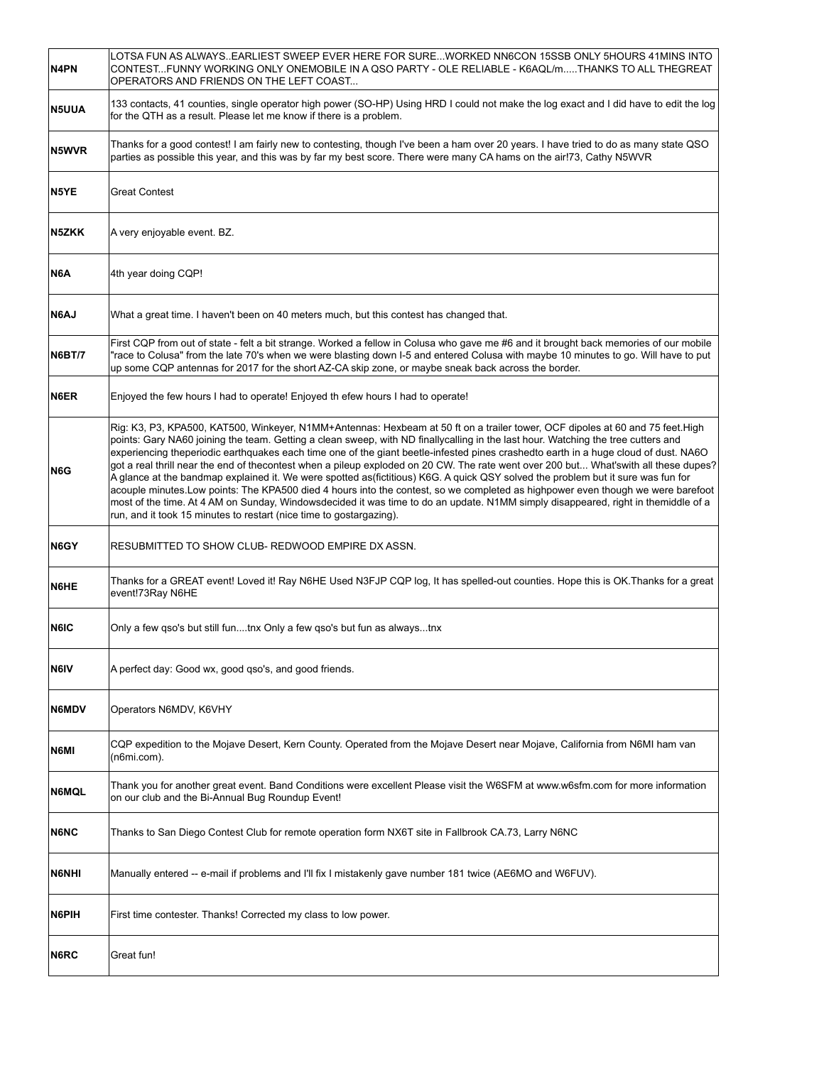| | |
|---|---|
| N4PN | LOTSA FUN AS ALWAYS..EARLIEST SWEEP EVER HERE FOR SURE...WORKED NN6CON 15SSB ONLY 5HOURS 41MINS INTO CONTEST...FUNNY WORKING ONLY ONEMOBILE IN A QSO PARTY - OLE RELIABLE - K6AQL/m.....THANKS TO ALL THEGREAT OPERATORS AND FRIENDS ON THE LEFT COAST... |
| N5UUA | 133 contacts, 41 counties, single operator high power (SO-HP) Using HRD I could not make the log exact and I did have to edit the log for the QTH as a result. Please let me know if there is a problem. |
| N5WVR | Thanks for a good contest! I am fairly new to contesting, though I've been a ham over 20 years. I have tried to do as many state QSO parties as possible this year, and this was by far my best score. There were many CA hams on the air!73, Cathy N5WVR |
| N5YE | Great Contest |
| N5ZKK | A very enjoyable event. BZ. |
| N6A | 4th year doing CQP! |
| N6AJ | What a great time. I haven't been on 40 meters much, but this contest has changed that. |
| N6BT/7 | First CQP from out of state - felt a bit strange. Worked a fellow in Colusa who gave me #6 and it brought back memories of our mobile "race to Colusa" from the late 70's when we were blasting down I-5 and entered Colusa with maybe 10 minutes to go. Will have to put up some CQP antennas for 2017 for the short AZ-CA skip zone, or maybe sneak back across the border. |
| N6ER | Enjoyed the few hours I had to operate! Enjoyed th efew hours I had to operate! |
| N6G | Rig: K3, P3, KPA500, KAT500, Winkeyer, N1MM+Antennas: Hexbeam at 50 ft on a trailer tower, OCF dipoles at 60 and 75 feet.High points: Gary NA60 joining the team. Getting a clean sweep, with ND finallycalling in the last hour. Watching the tree cutters and experiencing theperiodic earthquakes each time one of the giant beetle-infested pines crashedto earth in a huge cloud of dust. NA6O got a real thrill near the end of thecontest when a pileup exploded on 20 CW. The rate went over 200 but... What'swith all these dupes? A glance at the bandmap explained it. We were spotted as(fictitious) K6G. A quick QSY solved the problem but it sure was fun for acouple minutes.Low points: The KPA500 died 4 hours into the contest, so we completed as highpower even though we were barefoot most of the time. At 4 AM on Sunday, Windowsdecided it was time to do an update. N1MM simply disappeared, right in themiddle of a run, and it took 15 minutes to restart (nice time to gostargazing). |
| N6GY | RESUBMITTED TO SHOW CLUB- REDWOOD EMPIRE DX ASSN. |
| N6HE | Thanks for a GREAT event! Loved it! Ray N6HE Used N3FJP CQP log, It has spelled-out counties. Hope this is OK.Thanks for a great event!73Ray N6HE |
| N6IC | Only a few qso's but still fun....tnx Only a few qso's but fun as always...tnx |
| N6IV | A perfect day: Good wx, good qso's, and good friends. |
| N6MDV | Operators N6MDV, K6VHY |
| N6MI | CQP expedition to the Mojave Desert, Kern County. Operated from the Mojave Desert near Mojave, California from N6MI ham van (n6mi.com). |
| N6MQL | Thank you for another great event. Band Conditions were excellent Please visit the W6SFM at www.w6sfm.com for more information on our club and the Bi-Annual Bug Roundup Event! |
| N6NC | Thanks to San Diego Contest Club for remote operation form NX6T site in Fallbrook CA.73, Larry N6NC |
| N6NHI | Manually entered -- e-mail if problems and I'll fix I mistakenly gave number 181 twice (AE6MO and W6FUV). |
| N6PIH | First time contester. Thanks! Corrected my class to low power. |
| N6RC | Great fun! |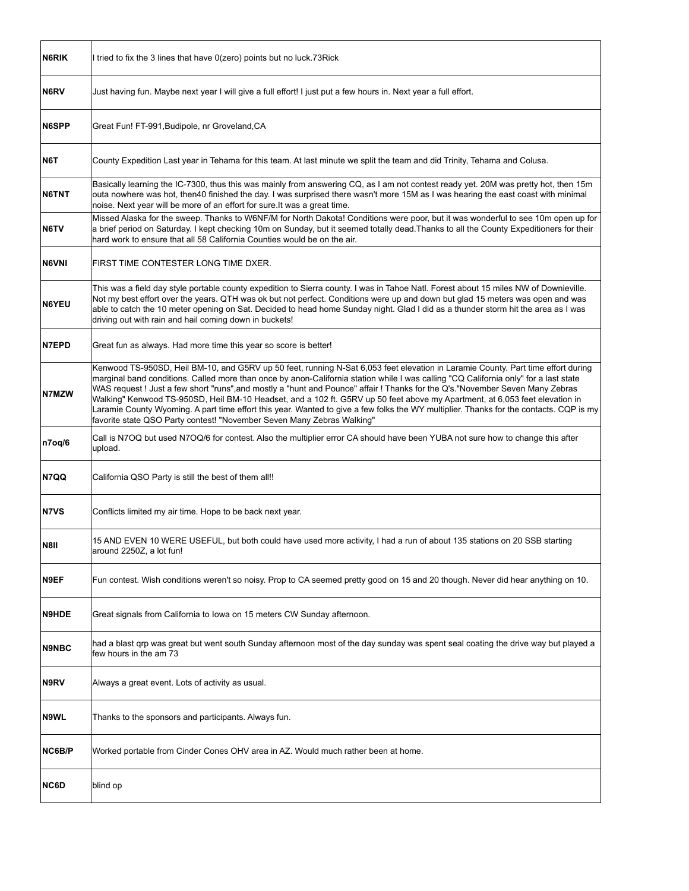| | |
|---|---|
| **N6RIK** | I tried to fix the 3 lines that have 0(zero) points but no luck.73Rick |
| **N6RV** | Just having fun. Maybe next year I will give a full effort! I just put a few hours in. Next year a full effort. |
| **N6SPP** | Great Fun! FT-991,Budipole, nr Groveland,CA |
| **N6T** | County Expedition Last year in Tehama for this team. At last minute we split the team and did Trinity, Tehama and Colusa. |
| **N6TNT** | Basically learning the IC-7300, thus this was mainly from answering CQ, as I am not contest ready yet. 20M was pretty hot, then 15m outa nowhere was hot, then40 finished the day. I was surprised there wasn't more 15M as I was hearing the east coast with minimal noise. Next year will be more of an effort for sure.It was a great time. |
| **N6TV** | Missed Alaska for the sweep. Thanks to W6NF/M for North Dakota! Conditions were poor, but it was wonderful to see 10m open up for a brief period on Saturday. I kept checking 10m on Sunday, but it seemed totally dead.Thanks to all the County Expeditioners for their hard work to ensure that all 58 California Counties would be on the air. |
| **N6VNI** | FIRST TIME CONTESTER LONG TIME DXER. |
| **N6YEU** | This was a field day style portable county expedition to Sierra county. I was in Tahoe Natl. Forest about 15 miles NW of Downieville. Not my best effort over the years. QTH was ok but not perfect. Conditions were up and down but glad 15 meters was open and was able to catch the 10 meter opening on Sat. Decided to head home Sunday night. Glad I did as a thunder storm hit the area as I was driving out with rain and hail coming down in buckets! |
| **N7EPD** | Great fun as always. Had more time this year so score is better! |
| **N7MZW** | Kenwood TS-950SD, Heil BM-10, and G5RV up 50 feet, running N-Sat 6,053 feet elevation in Laramie County. Part time effort during marginal band conditions. Called more than once by anon-California station while I was calling "CQ California only" for a last state WAS request ! Just a few short "runs",and mostly a "hunt and Pounce" affair ! Thanks for the Q's."November Seven Many Zebras Walking" Kenwood TS-950SD, Heil BM-10 Headset, and a 102 ft. G5RV up 50 feet above my Apartment, at 6,053 feet elevation in Laramie County Wyoming. A part time effort this year. Wanted to give a few folks the WY multiplier. Thanks for the contacts. CQP is my favorite state QSO Party contest! "November Seven Many Zebras Walking" |
| **n7oq/6** | Call is N7OQ but used N7OQ/6 for contest. Also the multiplier error CA should have been YUBA not sure how to change this after upload. |
| **N7QQ** | California QSO Party is still the best of them all!! |
| **N7VS** | Conflicts limited my air time. Hope to be back next year. |
| **N8II** | 15 AND EVEN 10 WERE USEFUL, but both could have used more activity, I had a run of about 135 stations on 20 SSB starting around 2250Z, a lot fun! |
| **N9EF** | Fun contest. Wish conditions weren't so noisy. Prop to CA seemed pretty good on 15 and 20 though. Never did hear anything on 10. |
| **N9HDE** | Great signals from California to Iowa on 15 meters CW Sunday afternoon. |
| **N9NBC** | had a blast qrp was great but went south Sunday afternoon most of the day sunday was spent seal coating the drive way but played a few hours in the am 73 |
| **N9RV** | Always a great event. Lots of activity as usual. |
| **N9WL** | Thanks to the sponsors and participants. Always fun. |
| **NC6B/P** | Worked portable from Cinder Cones OHV area in AZ. Would much rather been at home. |
| **NC6D** | blind op |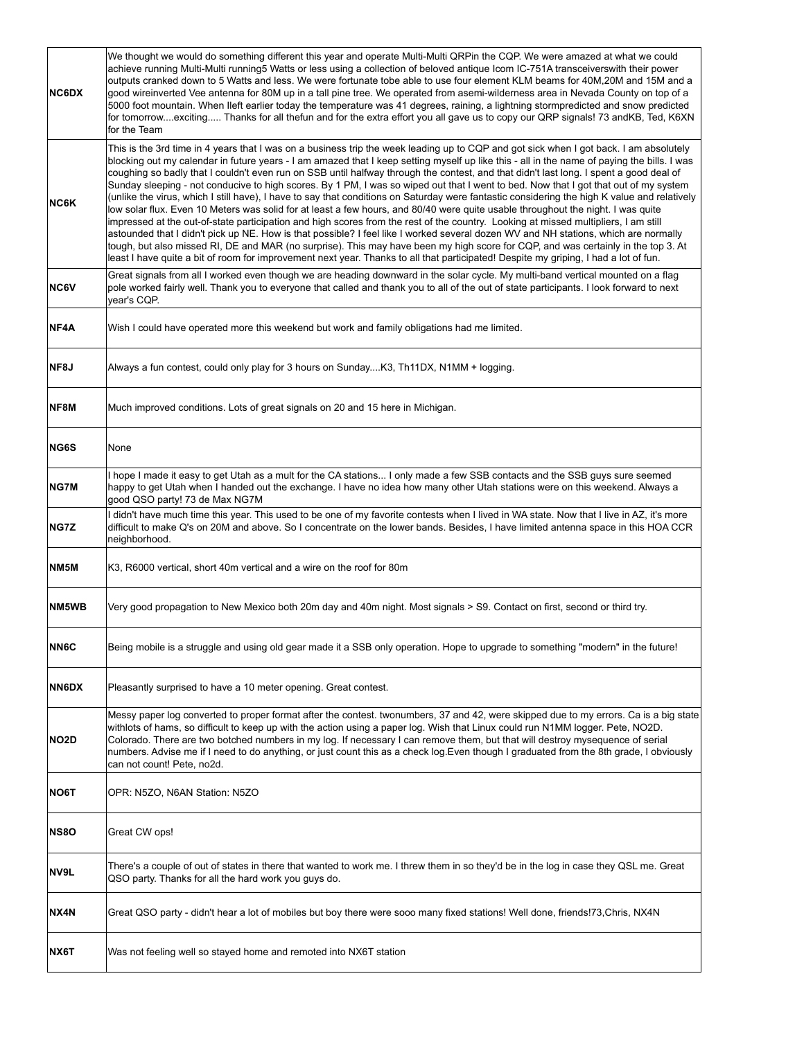| | |
|---|---|
| **NC6DX** | We thought we would do something different this year and operate Multi-Multi QRPin the CQP. We were amazed at what we could achieve running Multi-Multi running5 Watts or less using a collection of beloved antique Icom IC-751A transceiverswith their power outputs cranked down to 5 Watts and less. We were fortunate tobe able to use four element KLM beams for 40M,20M and 15M and a good wireinverted Vee antenna for 80M up in a tall pine tree. We operated from asemi-wilderness area in Nevada County on top of a 5000 foot mountain. When Ileft earlier today the temperature was 41 degrees, raining, a lightning stormpredicted and snow predicted for tomorrow....exciting..... Thanks for all thefun and for the extra effort you all gave us to copy our QRP signals! 73 andKB, Ted, K6XN for the Team |
| **NC6K** | This is the 3rd time in 4 years that I was on a business trip the week leading up to CQP and got sick when I got back. I am absolutely blocking out my calendar in future years - I am amazed that I keep setting myself up like this - all in the name of paying the bills. I was coughing so badly that I couldn't even run on SSB until halfway through the contest, and that didn't last long. I spent a good deal of Sunday sleeping - not conducive to high scores. By 1 PM, I was so wiped out that I went to bed. Now that I got that out of my system (unlike the virus, which I still have), I have to say that conditions on Saturday were fantastic considering the high K value and relatively low solar flux. Even 10 Meters was solid for at least a few hours, and 80/40 were quite usable throughout the night. I was quite impressed at the out-of-state participation and high scores from the rest of the country. Looking at missed multipliers, I am still astounded that I didn't pick up NE. How is that possible? I feel like I worked several dozen WV and NH stations, which are normally tough, but also missed RI, DE and MAR (no surprise). This may have been my high score for CQP, and was certainly in the top 3. At least I have quite a bit of room for improvement next year. Thanks to all that participated! Despite my griping, I had a lot of fun. |
| **NC6V** | Great signals from all I worked even though we are heading downward in the solar cycle. My multi-band vertical mounted on a flag pole worked fairly well. Thank you to everyone that called and thank you to all of the out of state participants. I look forward to next year's CQP. |
| **NF4A** | Wish I could have operated more this weekend but work and family obligations had me limited. |
| **NF8J** | Always a fun contest, could only play for 3 hours on Sunday....K3, Th11DX, N1MM + logging. |
| **NF8M** | Much improved conditions. Lots of great signals on 20 and 15 here in Michigan. |
| **NG6S** | None |
| **NG7M** | I hope I made it easy to get Utah as a mult for the CA stations... I only made a few SSB contacts and the SSB guys sure seemed happy to get Utah when I handed out the exchange. I have no idea how many other Utah stations were on this weekend. Always a good QSO party! 73 de Max NG7M |
| **NG7Z** | I didn't have much time this year. This used to be one of my favorite contests when I lived in WA state. Now that I live in AZ, it's more difficult to make Q's on 20M and above. So I concentrate on the lower bands. Besides, I have limited antenna space in this HOA CCR neighborhood. |
| **NM5M** | K3, R6000 vertical, short 40m vertical and a wire on the roof for 80m |
| **NM5WB** | Very good propagation to New Mexico both 20m day and 40m night. Most signals > S9. Contact on first, second or third try. |
| **NN6C** | Being mobile is a struggle and using old gear made it a SSB only operation. Hope to upgrade to something "modern" in the future! |
| **NN6DX** | Pleasantly surprised to have a 10 meter opening. Great contest. |
| **NO2D** | Messy paper log converted to proper format after the contest. twonumbers, 37 and 42, were skipped due to my errors. Ca is a big state withlots of hams, so difficult to keep up with the action using a paper log. Wish that Linux could run N1MM logger. Pete, NO2D. Colorado. There are two botched numbers in my log. If necessary I can remove them, but that will destroy mysequence of serial numbers. Advise me if I need to do anything, or just count this as a check log.Even though I graduated from the 8th grade, I obviously can not count! Pete, no2d. |
| **NO6T** | OPR: N5ZO, N6AN Station: N5ZO |
| **NS8O** | Great CW ops! |
| **NV9L** | There's a couple of out of states in there that wanted to work me. I threw them in so they'd be in the log in case they QSL me. Great QSO party. Thanks for all the hard work you guys do. |
| **NX4N** | Great QSO party - didn't hear a lot of mobiles but boy there were sooo many fixed stations! Well done, friends!73,Chris, NX4N |
| **NX6T** | Was not feeling well so stayed home and remoted into NX6T station |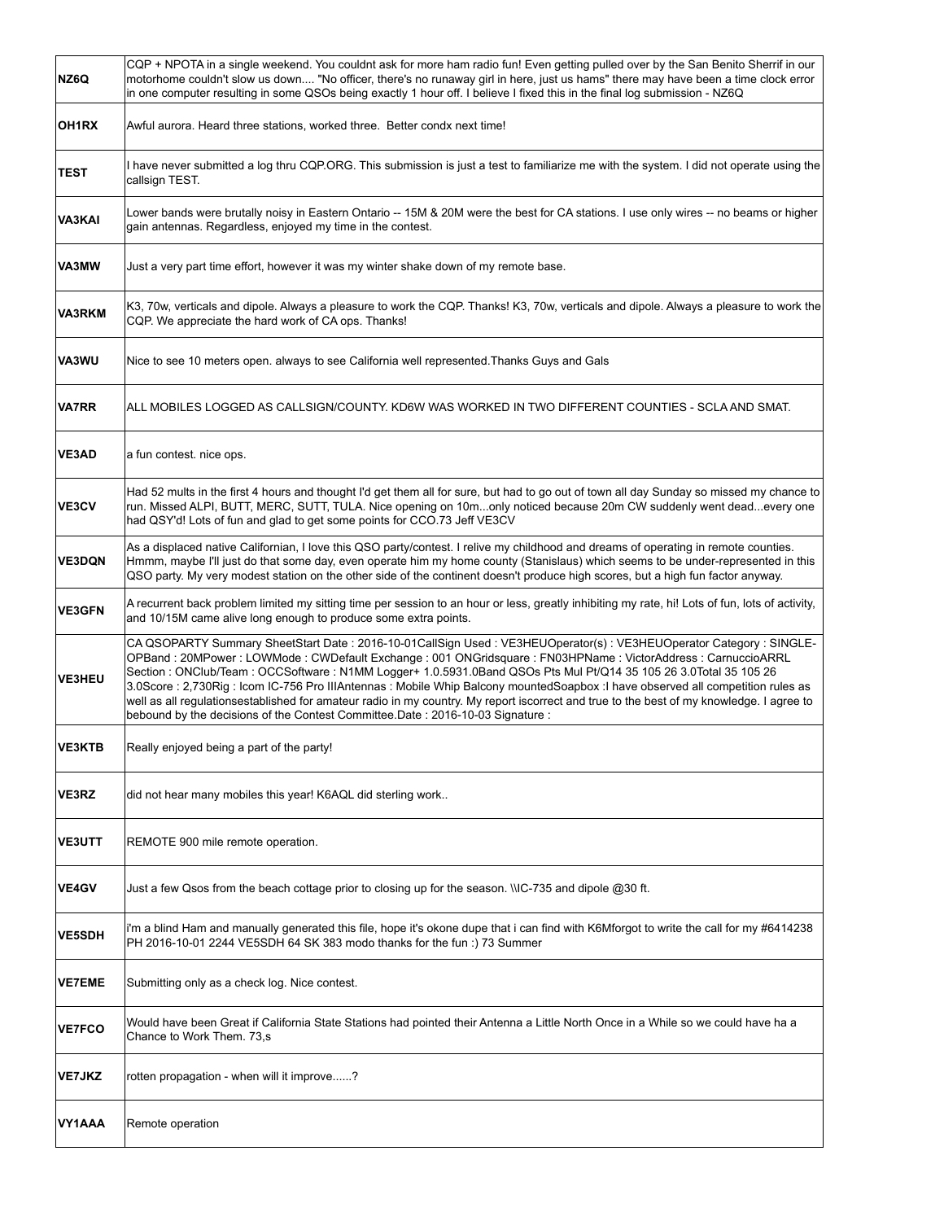| | |
|---|---|
| **NZ6Q** | CQP + NPOTA in a single weekend. You couldnt ask for more ham radio fun! Even getting pulled over by the San Benito Sherrif in our motorhome couldn't slow us down.... "No officer, there's no runaway girl in here, just us hams" there may have been a time clock error in one computer resulting in some QSOs being exactly 1 hour off. I believe I fixed this in the final log submission - NZ6Q |
| **OH1RX** | Awful aurora. Heard three stations, worked three. Better condx next time! |
| **TEST** | I have never submitted a log thru CQP.ORG. This submission is just a test to familiarize me with the system. I did not operate using the callsign TEST. |
| **VA3KAI** | Lower bands were brutally noisy in Eastern Ontario -- 15M & 20M were the best for CA stations. I use only wires -- no beams or higher gain antennas. Regardless, enjoyed my time in the contest. |
| **VA3MW** | Just a very part time effort, however it was my winter shake down of my remote base. |
| **VA3RKM** | K3, 70w, verticals and dipole. Always a pleasure to work the CQP. Thanks! K3, 70w, verticals and dipole. Always a pleasure to work the CQP. We appreciate the hard work of CA ops. Thanks! |
| **VA3WU** | Nice to see 10 meters open. always to see California well represented.Thanks Guys and Gals |
| **VA7RR** | ALL MOBILES LOGGED AS CALLSIGN/COUNTY. KD6W WAS WORKED IN TWO DIFFERENT COUNTIES - SCLA AND SMAT. |
| **VE3AD** | a fun contest. nice ops. |
| **VE3CV** | Had 52 mults in the first 4 hours and thought I'd get them all for sure, but had to go out of town all day Sunday so missed my chance to run. Missed ALPI, BUTT, MERC, SUTT, TULA. Nice opening on 10m...only noticed because 20m CW suddenly went dead...every one had QSY'd! Lots of fun and glad to get some points for CCO.73 Jeff VE3CV |
| **VE3DQN** | As a displaced native Californian, I love this QSO party/contest. I relive my childhood and dreams of operating in remote counties. Hmmm, maybe I'll just do that some day, even operate him my home county (Stanislaus) which seems to be under-represented in this QSO party. My very modest station on the other side of the continent doesn't produce high scores, but a high fun factor anyway. |
| **VE3GFN** | A recurrent back problem limited my sitting time per session to an hour or less, greatly inhibiting my rate, hi! Lots of fun, lots of activity, and 10/15M came alive long enough to produce some extra points. |
| **VE3HEU** | CA QSOPARTY Summary SheetStart Date : 2016-10-01CallSign Used : VE3HEUOperator(s) : VE3HEUOperator Category : SINGLE-OPBand : 20MPower : LOWMode : CWDefault Exchange : 001 ONGridsquare : FN03HPName : VictorAddress : CarnuccioARRL Section : ONClub/Team : OCCSoftware : N1MM Logger+ 1.0.5931.0Band QSOs Pts Mul Pt/Q14 35 105 26 3.0Total 35 105 26 3.0Score : 2,730Rig : Icom IC-756 Pro IIIAntennas : Mobile Whip Balcony mountedSoapbox :I have observed all competition rules as well as all regulationsestablished for amateur radio in my country. My report iscorrect and true to the best of my knowledge. I agree to bebound by the decisions of the Contest Committee.Date : 2016-10-03 Signature : |
| **VE3KTB** | Really enjoyed being a part of the party! |
| **VE3RZ** | did not hear many mobiles this year! K6AQL did sterling work.. |
| **VE3UTT** | REMOTE 900 mile remote operation. |
| **VE4GV** | Just a few Qsos from the beach cottage prior to closing up for the season. \\IC-735 and dipole @30 ft. |
| **VE5SDH** | i'm a blind Ham and manually generated this file, hope it's okone dupe that i can find with K6Mforgot to write the call for my #6414238 PH 2016-10-01 2244 VE5SDH 64 SK 383 modo thanks for the fun :) 73 Summer |
| **VE7EME** | Submitting only as a check log. Nice contest. |
| **VE7FCO** | Would have been Great if California State Stations had pointed their Antenna a Little North Once in a While so we could have ha a Chance to Work Them. 73,s |
| **VE7JKZ** | rotten propagation - when will it improve......? |
| **VY1AAA** | Remote operation |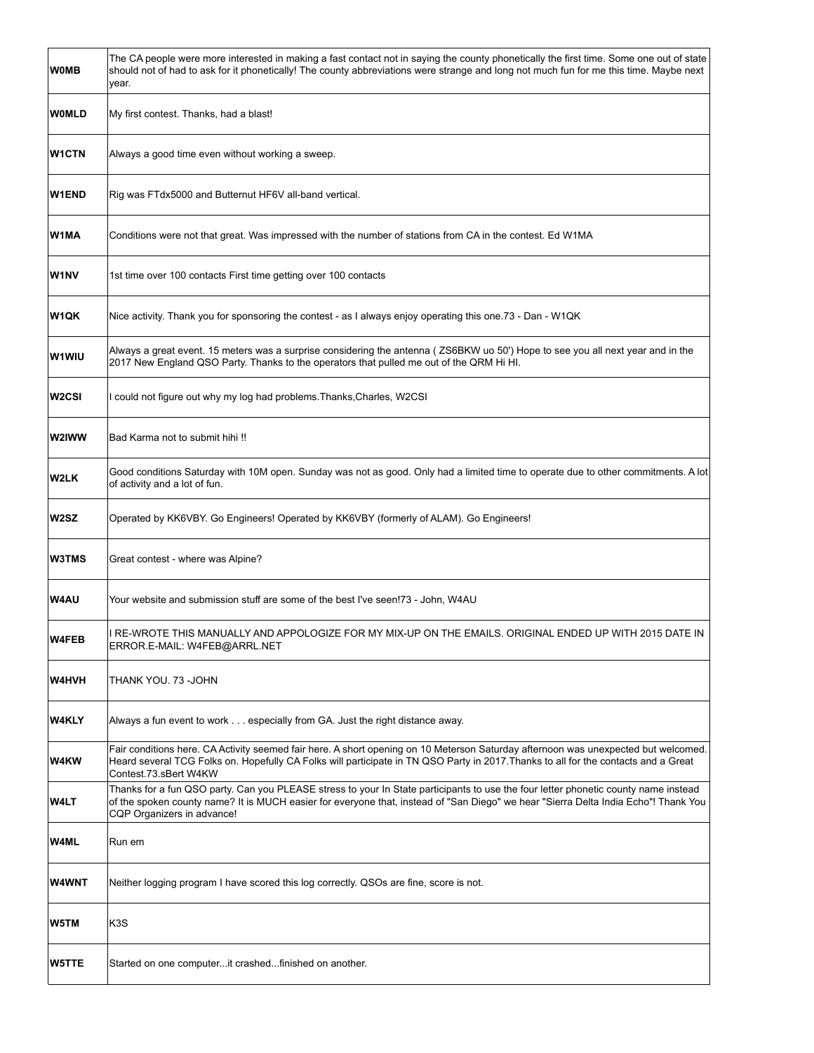| | |
|---|---|
| **W0MB** | The CA people were more interested in making a fast contact not in saying the county phonetically the first time. Some one out of state should not of had to ask for it phonetically! The county abbreviations were strange and long not much fun for me this time. Maybe next year. |
| **W0MLD** | My first contest. Thanks, had a blast! |
| **W1CTN** | Always a good time even without working a sweep. |
| **W1END** | Rig was FTdx5000 and Butternut HF6V all-band vertical. |
| **W1MA** | Conditions were not that great. Was impressed with the number of stations from CA in the contest. Ed W1MA |
| **W1NV** | 1st time over 100 contacts First time getting over 100 contacts |
| **W1QK** | Nice activity. Thank you for sponsoring the contest - as I always enjoy operating this one.73 - Dan - W1QK |
| **W1WIU** | Always a great event. 15 meters was a surprise considering the antenna ( ZS6BKW uo 50') Hope to see you all next year and in the 2017 New England QSO Party. Thanks to the operators that pulled me out of the QRM Hi HI. |
| **W2CSI** | I could not figure out why my log had problems.Thanks,Charles, W2CSI |
| **W2IWW** | Bad Karma not to submit hihi !! |
| **W2LK** | Good conditions Saturday with 10M open. Sunday was not as good. Only had a limited time to operate due to other commitments. A lot of activity and a lot of fun. |
| **W2SZ** | Operated by KK6VBY. Go Engineers! Operated by KK6VBY (formerly of ALAM). Go Engineers! |
| **W3TMS** | Great contest - where was Alpine? |
| **W4AU** | Your website and submission stuff are some of the best I've seen!73 - John, W4AU |
| **W4FEB** | I RE-WROTE THIS MANUALLY AND APPOLOGIZE FOR MY MIX-UP ON THE EMAILS. ORIGINAL ENDED UP WITH 2015 DATE IN ERROR.E-MAIL: W4FEB@ARRL.NET |
| **W4HVH** | THANK YOU. 73 -JOHN |
| **W4KLY** | Always a fun event to work . . . especially from GA. Just the right distance away. |
| **W4KW** | Fair conditions here. CA Activity seemed fair here. A short opening on 10 Meterson Saturday afternoon was unexpected but welcomed. Heard several TCG Folks on. Hopefully CA Folks will participate in TN QSO Party in 2017.Thanks to all for the contacts and a Great Contest.73.sBert W4KW |
| **W4LT** | Thanks for a fun QSO party. Can you PLEASE stress to your In State participants to use the four letter phonetic county name instead of the spoken county name? It is MUCH easier for everyone that, instead of "San Diego" we hear "Sierra Delta India Echo"! Thank You CQP Organizers in advance! |
| **W4ML** | Run em |
| **W4WNT** | Neither logging program I have scored this log correctly. QSOs are fine, score is not. |
| **W5TM** | K3S |
| **W5TTE** | Started on one computer...it crashed...finished on another. |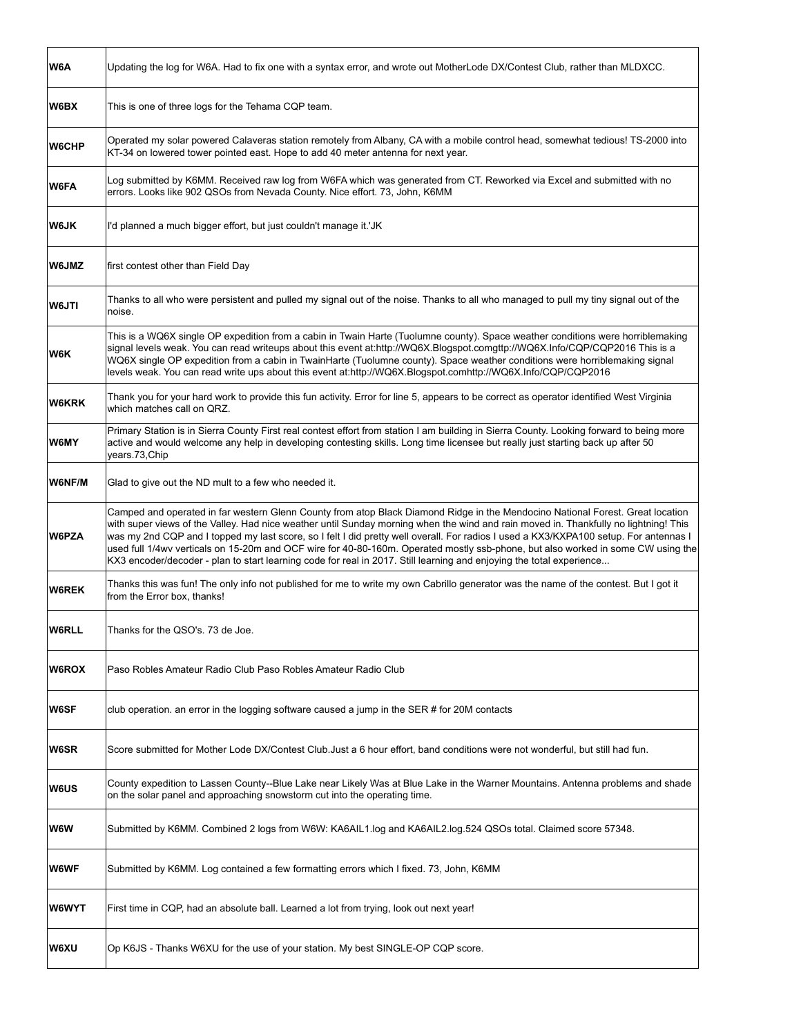| | |
|---|---|
| **W6A** | Updating the log for W6A. Had to fix one with a syntax error, and wrote out MotherLode DX/Contest Club, rather than MLDXCC. |
| **W6BX** | This is one of three logs for the Tehama CQP team. |
| **W6CHP** | Operated my solar powered Calaveras station remotely from Albany, CA with a mobile control head, somewhat tedious! TS-2000 into KT-34 on lowered tower pointed east. Hope to add 40 meter antenna for next year. |
| **W6FA** | Log submitted by K6MM. Received raw log from W6FA which was generated from CT. Reworked via Excel and submitted with no errors. Looks like 902 QSOs from Nevada County. Nice effort. 73, John, K6MM |
| **W6JK** | I'd planned a much bigger effort, but just couldn't manage it.'JK |
| **W6JMZ** | first contest other than Field Day |
| **W6JTI** | Thanks to all who were persistent and pulled my signal out of the noise. Thanks to all who managed to pull my tiny signal out of the noise. |
| **W6K** | This is a WQ6X single OP expedition from a cabin in Twain Harte (Tuolumne county). Space weather conditions were horriblemaking signal levels weak. You can read writeups about this event at:http://WQ6X.Blogspot.comgttp://WQ6X.Info/CQP/CQP2016 This is a WQ6X single OP expedition from a cabin in TwainHarte (Tuolumne county). Space weather conditions were horriblemaking signal levels weak. You can read write ups about this event at:http://WQ6X.Blogspot.comhttp://WQ6X.Info/CQP/CQP2016 |
| **W6KRK** | Thank you for your hard work to provide this fun activity. Error for line 5, appears to be correct as operator identified West Virginia which matches call on QRZ. |
| **W6MY** | Primary Station is in Sierra County First real contest effort from station I am building in Sierra County. Looking forward to being more active and would welcome any help in developing contesting skills. Long time licensee but really just starting back up after 50 years.73,Chip |
| **W6NF/M** | Glad to give out the ND mult to a few who needed it. |
| **W6PZA** | Camped and operated in far western Glenn County from atop Black Diamond Ridge in the Mendocino National Forest. Great location with super views of the Valley. Had nice weather until Sunday morning when the wind and rain moved in. Thankfully no lightning! This was my 2nd CQP and I topped my last score, so I felt I did pretty well overall. For radios I used a KX3/KXPA100 setup. For antennas I used full 1/4wv verticals on 15-20m and OCF wire for 40-80-160m. Operated mostly ssb-phone, but also worked in some CW using the KX3 encoder/decoder - plan to start learning code for real in 2017. Still learning and enjoying the total experience... |
| **W6REK** | Thanks this was fun! The only info not published for me to write my own Cabrillo generator was the name of the contest. But I got it from the Error box, thanks! |
| **W6RLL** | Thanks for the QSO's. 73 de Joe. |
| **W6ROX** | Paso Robles Amateur Radio Club Paso Robles Amateur Radio Club |
| **W6SF** | club operation. an error in the logging software caused a jump in the SER # for 20M contacts |
| **W6SR** | Score submitted for Mother Lode DX/Contest Club.Just a 6 hour effort, band conditions were not wonderful, but still had fun. |
| **W6US** | County expedition to Lassen County--Blue Lake near Likely Was at Blue Lake in the Warner Mountains. Antenna problems and shade on the solar panel and approaching snowstorm cut into the operating time. |
| **W6W** | Submitted by K6MM. Combined 2 logs from W6W: KA6AIL1.log and KA6AIL2.log.524 QSOs total. Claimed score 57348. |
| **W6WF** | Submitted by K6MM. Log contained a few formatting errors which I fixed. 73, John, K6MM |
| **W6WYT** | First time in CQP, had an absolute ball. Learned a lot from trying, look out next year! |
| **W6XU** | Op K6JS - Thanks W6XU for the use of your station. My best SINGLE-OP CQP score. |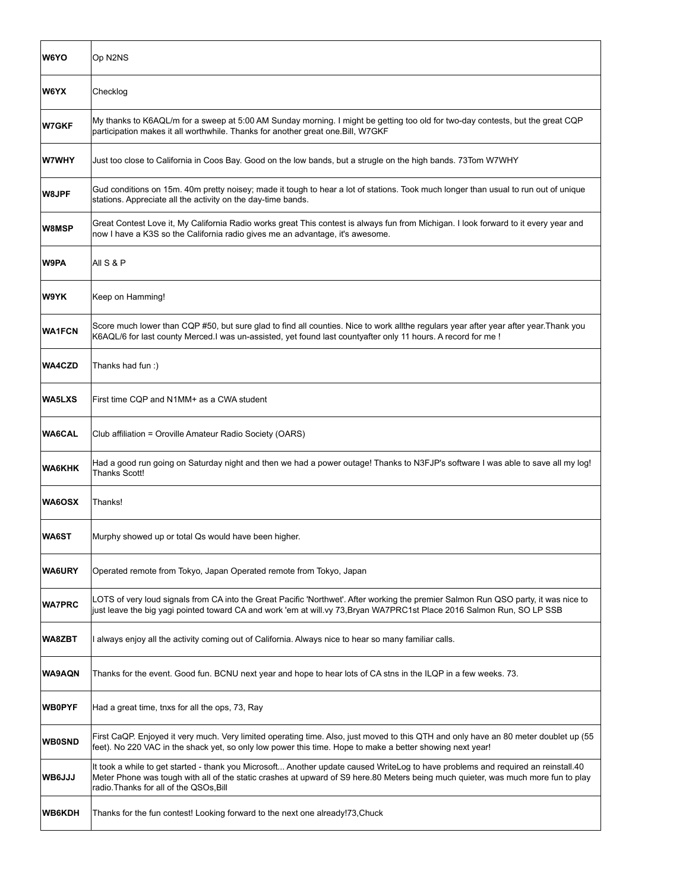| | |
|---|---|
| **W6YO** | Op N2NS |
| **W6YX** | Checklog |
| **W7GKF** | My thanks to K6AQL/m for a sweep at 5:00 AM Sunday morning. I might be getting too old for two-day contests, but the great CQP participation makes it all worthwhile. Thanks for another great one.Bill, W7GKF |
| **W7WHY** | Just too close to California in Coos Bay. Good on the low bands, but a strugle on the high bands. 73Tom W7WHY |
| **W8JPF** | Gud conditions on 15m. 40m pretty noisey; made it tough to hear a lot of stations. Took much longer than usual to run out of unique stations. Appreciate all the activity on the day-time bands. |
| **W8MSP** | Great Contest Love it, My California Radio works great This contest is always fun from Michigan. I look forward to it every year and now I have a K3S so the California radio gives me an advantage, it's awesome. |
| **W9PA** | All S & P |
| **W9YK** | Keep on Hamming! |
| **WA1FCN** | Score much lower than CQP #50, but sure glad to find all counties. Nice to work allthe regulars year after year after year.Thank you K6AQL/6 for last county Merced.I was un-assisted, yet found last countyafter only 11 hours. A record for me ! |
| **WA4CZD** | Thanks had fun :) |
| **WA5LXS** | First time CQP and N1MM+ as a CWA student |
| **WA6CAL** | Club affiliation = Oroville Amateur Radio Society (OARS) |
| **WA6KHK** | Had a good run going on Saturday night and then we had a power outage! Thanks to N3FJP's software I was able to save all my log! Thanks Scott! |
| **WA6OSX** | Thanks! |
| **WA6ST** | Murphy showed up or total Qs would have been higher. |
| **WA6URY** | Operated remote from Tokyo, Japan Operated remote from Tokyo, Japan |
| **WA7PRC** | LOTS of very loud signals from CA into the Great Pacific 'Northwet'. After working the premier Salmon Run QSO party, it was nice to just leave the big yagi pointed toward CA and work 'em at will.vy 73,Bryan WA7PRC1st Place 2016 Salmon Run, SO LP SSB |
| **WA8ZBT** | I always enjoy all the activity coming out of California. Always nice to hear so many familiar calls. |
| **WA9AQN** | Thanks for the event. Good fun. BCNU next year and hope to hear lots of CA stns in the ILQP in a few weeks. 73. |
| **WB0PYF** | Had a great time, tnxs for all the ops, 73, Ray |
| **WB0SND** | First CaQP. Enjoyed it very much. Very limited operating time. Also, just moved to this QTH and only have an 80 meter doublet up (55 feet). No 220 VAC in the shack yet, so only low power this time. Hope to make a better showing next year! |
| **WB6JJJ** | It took a while to get started - thank you Microsoft... Another update caused WriteLog to have problems and required an reinstall.40 Meter Phone was tough with all of the static crashes at upward of S9 here.80 Meters being much quieter, was much more fun to play radio.Thanks for all of the QSOs,Bill |
| **WB6KDH** | Thanks for the fun contest! Looking forward to the next one already!73,Chuck |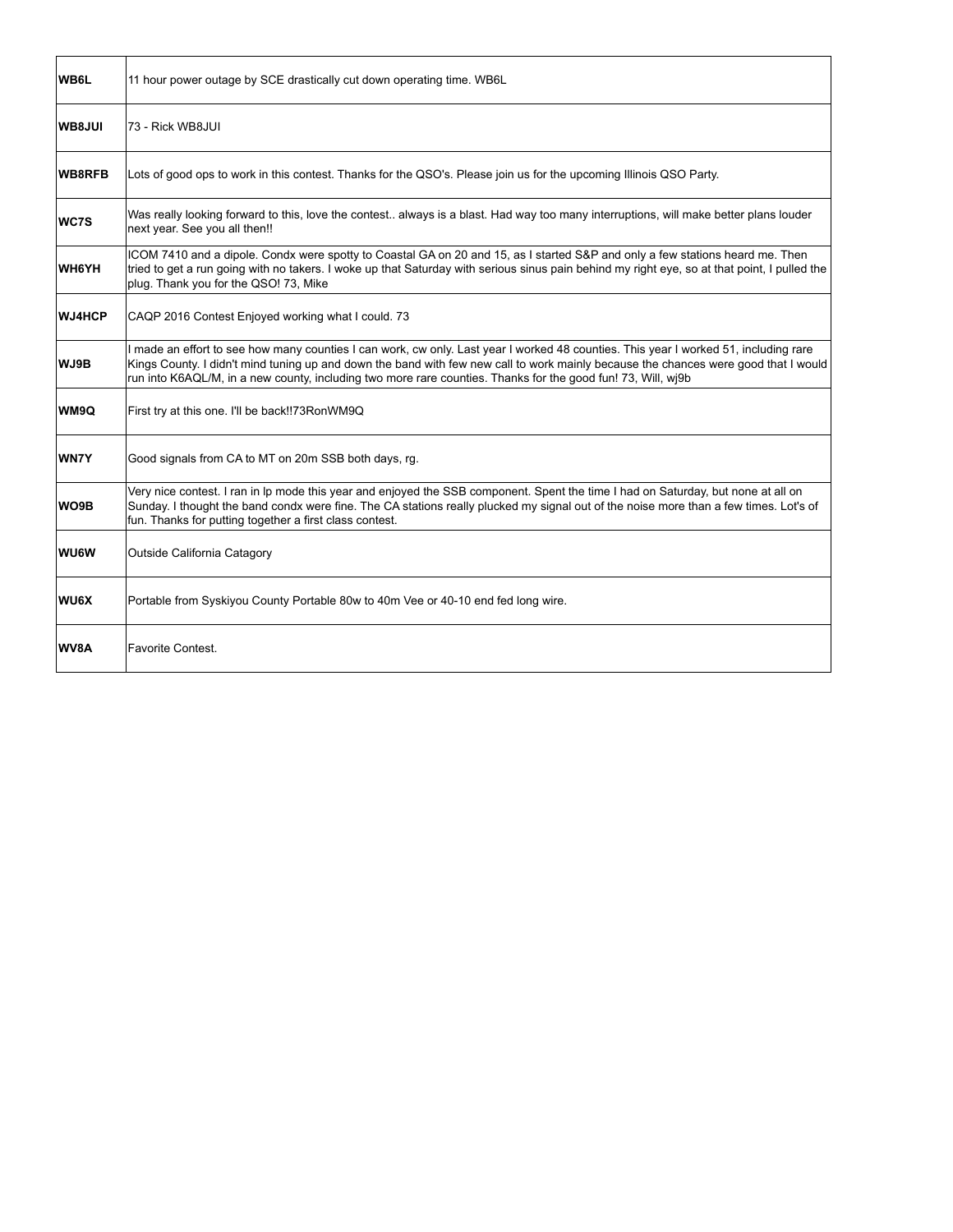| | |
|---|---|
| **WB6L** | 11 hour power outage by SCE drastically cut down operating time. WB6L |
| **WB8JUI** | 73 - Rick WB8JUI |
| **WB8RFB** | Lots of good ops to work in this contest. Thanks for the QSO's. Please join us for the upcoming Illinois QSO Party. |
| **WC7S** | Was really looking forward to this, love the contest.. always is a blast. Had way too many interruptions, will make better plans louder next year. See you all then!! |
| **WH6YH** | ICOM 7410 and a dipole. Condx were spotty to Coastal GA on 20 and 15, as I started S&P and only a few stations heard me. Then tried to get a run going with no takers. I woke up that Saturday with serious sinus pain behind my right eye, so at that point, I pulled the plug. Thank you for the QSO! 73, Mike |
| **WJ4HCP** | CAQP 2016 Contest Enjoyed working what I could. 73 |
| **WJ9B** | I made an effort to see how many counties I can work, cw only. Last year I worked 48 counties. This year I worked 51, including rare Kings County. I didn't mind tuning up and down the band with few new call to work mainly because the chances were good that I would run into K6AQL/M, in a new county, including two more rare counties. Thanks for the good fun! 73, Will, wj9b |
| **WM9Q** | First try at this one. I'll be back!!73RonWM9Q |
| **WN7Y** | Good signals from CA to MT on 20m SSB both days, rg. |
| **WO9B** | Very nice contest. I ran in lp mode this year and enjoyed the SSB component. Spent the time I had on Saturday, but none at all on Sunday. I thought the band condx were fine. The CA stations really plucked my signal out of the noise more than a few times. Lot's of fun. Thanks for putting together a first class contest. |
| **WU6W** | Outside California Catagory |
| **WU6X** | Portable from Syskiyou County Portable 80w to 40m Vee or 40-10 end fed long wire. |
| **WV8A** | Favorite Contest. |